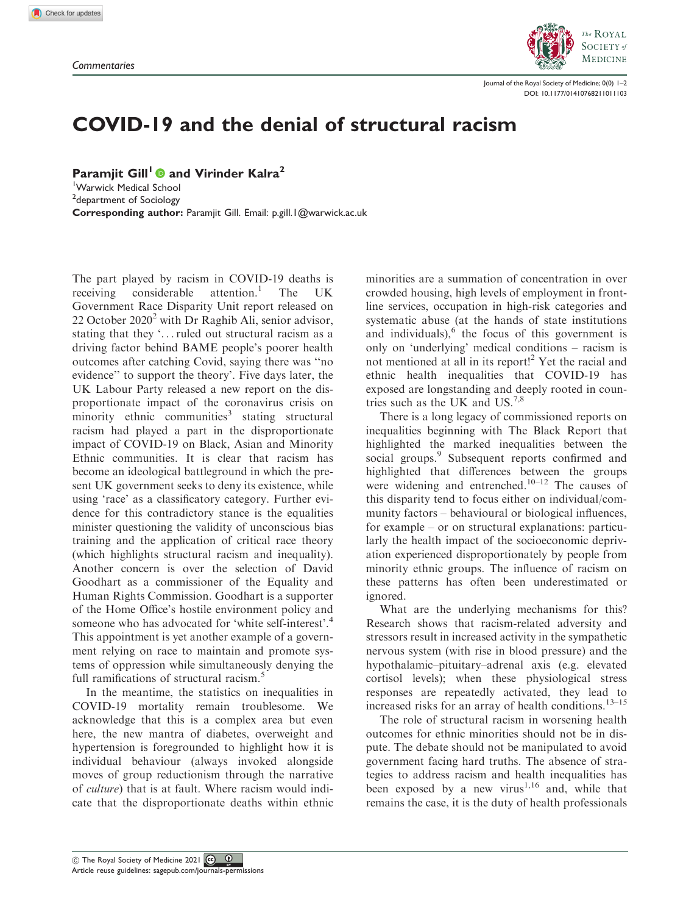Commentaries

# COVID-19 and the denial of structural racism

**Paramjit Gill**[1] **and Virinder Kalra**[2]

[1]Warwick Medical School
[2]department of Sociology
**Corresponding author:** Paramjit Gill. Email: p.gill.1@warwick.ac.uk

The part played by racism in COVID-19 deaths is receiving considerable attention.[1] The UK Government Race Disparity Unit report released on 22 October 2020[2] with Dr Raghib Ali, senior advisor, stating that they '. . . ruled out structural racism as a driving factor behind BAME people's poorer health outcomes after catching Covid, saying there was "no evidence" to support the theory'. Five days later, the UK Labour Party released a new report on the disproportionate impact of the coronavirus crisis on minority ethnic communities[3] stating structural racism had played a part in the disproportionate impact of COVID-19 on Black, Asian and Minority Ethnic communities. It is clear that racism has become an ideological battleground in which the present UK government seeks to deny its existence, while using 'race' as a classificatory category. Further evidence for this contradictory stance is the equalities minister questioning the validity of unconscious bias training and the application of critical race theory (which highlights structural racism and inequality). Another concern is over the selection of David Goodhart as a commissioner of the Equality and Human Rights Commission. Goodhart is a supporter of the Home Office's hostile environment policy and someone who has advocated for 'white self-interest'.[4] This appointment is yet another example of a government relying on race to maintain and promote systems of oppression while simultaneously denying the full ramifications of structural racism.[5]

In the meantime, the statistics on inequalities in COVID-19 mortality remain troublesome. We acknowledge that this is a complex area but even here, the new mantra of diabetes, overweight and hypertension is foregrounded to highlight how it is individual behaviour (always invoked alongside moves of group reductionism through the narrative of *culture*) that is at fault. Where racism would indicate that the disproportionate deaths within ethnic minorities are a summation of concentration in over crowded housing, high levels of employment in frontline services, occupation in high-risk categories and systematic abuse (at the hands of state institutions and individuals),[6] the focus of this government is only on 'underlying' medical conditions – racism is not mentioned at all in its report![2] Yet the racial and ethnic health inequalities that COVID-19 has exposed are longstanding and deeply rooted in countries such as the UK and US.[7,8]

There is a long legacy of commissioned reports on inequalities beginning with The Black Report that highlighted the marked inequalities between the social groups.[9] Subsequent reports confirmed and highlighted that differences between the groups were widening and entrenched.[10–12] The causes of this disparity tend to focus either on individual/community factors – behavioural or biological influences, for example – or on structural explanations: particularly the health impact of the socioeconomic deprivation experienced disproportionately by people from minority ethnic groups. The influence of racism on these patterns has often been underestimated or ignored.

What are the underlying mechanisms for this? Research shows that racism-related adversity and stressors result in increased activity in the sympathetic nervous system (with rise in blood pressure) and the hypothalamic–pituitary–adrenal axis (e.g. elevated cortisol levels); when these physiological stress responses are repeatedly activated, they lead to increased risks for an array of health conditions.[13–15]

The role of structural racism in worsening health outcomes for ethnic minorities should not be in dispute. The debate should not be manipulated to avoid government facing hard truths. The absence of strategies to address racism and health inequalities has been exposed by a new virus[1,16] and, while that remains the case, it is the duty of health professionals

© The Royal Society of Medicine 2021
Article reuse guidelines: sagepub.com/journals-permissions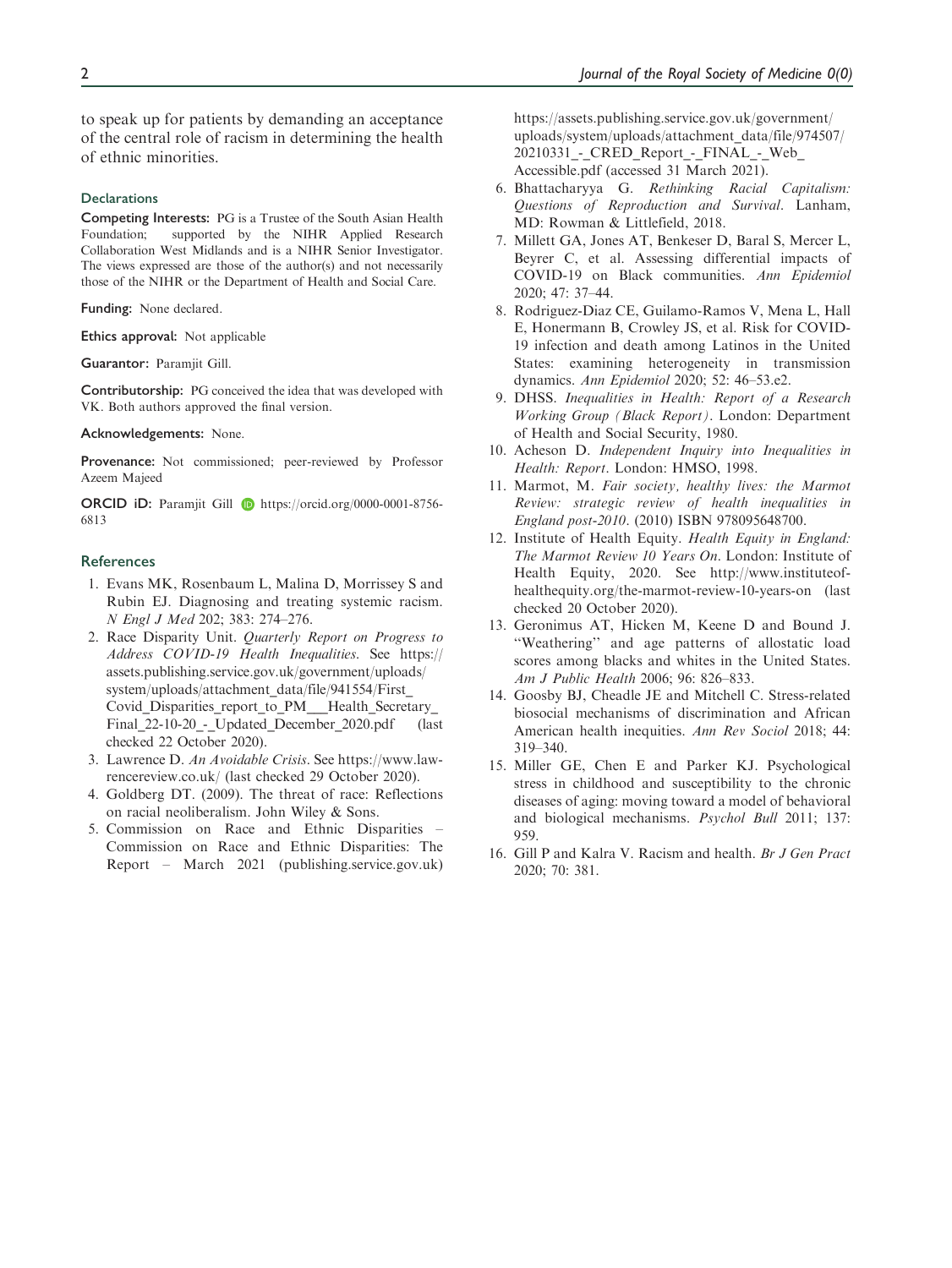to speak up for patients by demanding an acceptance of the central role of racism in determining the health of ethnic minorities.

### Declarations

**Competing Interests:** PG is a Trustee of the South Asian Health Foundation; supported by the NIHR Applied Research Collaboration West Midlands and is a NIHR Senior Investigator. The views expressed are those of the author(s) and not necessarily those of the NIHR or the Department of Health and Social Care.

**Funding:** None declared.

**Ethics approval:** Not applicable

**Guarantor:** Paramjit Gill.

**Contributorship:** PG conceived the idea that was developed with VK. Both authors approved the final version.

**Acknowledgements:** None.

**Provenance:** Not commissioned; peer-reviewed by Professor Azeem Majeed

**ORCID iD:** Paramjit Gill https://orcid.org/0000-0001-8756-6813

## References

1. Evans MK, Rosenbaum L, Malina D, Morrissey S and Rubin EJ. Diagnosing and treating systemic racism. *N Engl J Med* 202; 383: 274–276.
2. Race Disparity Unit. *Quarterly Report on Progress to Address COVID-19 Health Inequalities*. See https://assets.publishing.service.gov.uk/government/uploads/system/uploads/attachment_data/file/941554/First_Covid_Disparities_report_to_PM___Health_Secretary_Final_22-10-20_-_Updated_December_2020.pdf (last checked 22 October 2020).
3. Lawrence D. *An Avoidable Crisis*. See https://www.lawrencereview.co.uk/ (last checked 29 October 2020).
4. Goldberg DT. (2009). The threat of race: Reflections on racial neoliberalism. John Wiley & Sons.
5. Commission on Race and Ethnic Disparities – Commission on Race and Ethnic Disparities: The Report – March 2021 (publishing.service.gov.uk) https://assets.publishing.service.gov.uk/government/uploads/system/uploads/attachment_data/file/974507/20210331_-_CRED_Report_-_FINAL_-_Web_Accessible.pdf (accessed 31 March 2021).
6. Bhattacharyya G. *Rethinking Racial Capitalism: Questions of Reproduction and Survival*. Lanham, MD: Rowman & Littlefield, 2018.
7. Millett GA, Jones AT, Benkeser D, Baral S, Mercer L, Beyrer C, et al. Assessing differential impacts of COVID-19 on Black communities. *Ann Epidemiol* 2020; 47: 37–44.
8. Rodriguez-Diaz CE, Guilamo-Ramos V, Mena L, Hall E, Honermann B, Crowley JS, et al. Risk for COVID-19 infection and death among Latinos in the United States: examining heterogeneity in transmission dynamics. *Ann Epidemiol* 2020; 52: 46–53.e2.
9. DHSS. *Inequalities in Health: Report of a Research Working Group (Black Report)*. London: Department of Health and Social Security, 1980.
10. Acheson D. *Independent Inquiry into Inequalities in Health: Report*. London: HMSO, 1998.
11. Marmot, M. *Fair society, healthy lives: the Marmot Review: strategic review of health inequalities in England post-2010*. (2010) ISBN 978095648700.
12. Institute of Health Equity. *Health Equity in England: The Marmot Review 10 Years On*. London: Institute of Health Equity, 2020. See http://www.instituteofhealthequity.org/the-marmot-review-10-years-on (last checked 20 October 2020).
13. Geronimus AT, Hicken M, Keene D and Bound J. "Weathering" and age patterns of allostatic load scores among blacks and whites in the United States. *Am J Public Health* 2006; 96: 826–833.
14. Goosby BJ, Cheadle JE and Mitchell C. Stress-related biosocial mechanisms of discrimination and African American health inequities. *Ann Rev Sociol* 2018; 44: 319–340.
15. Miller GE, Chen E and Parker KJ. Psychological stress in childhood and susceptibility to the chronic diseases of aging: moving toward a model of behavioral and biological mechanisms. *Psychol Bull* 2011; 137: 959.
16. Gill P and Kalra V. Racism and health. *Br J Gen Pract* 2020; 70: 381.